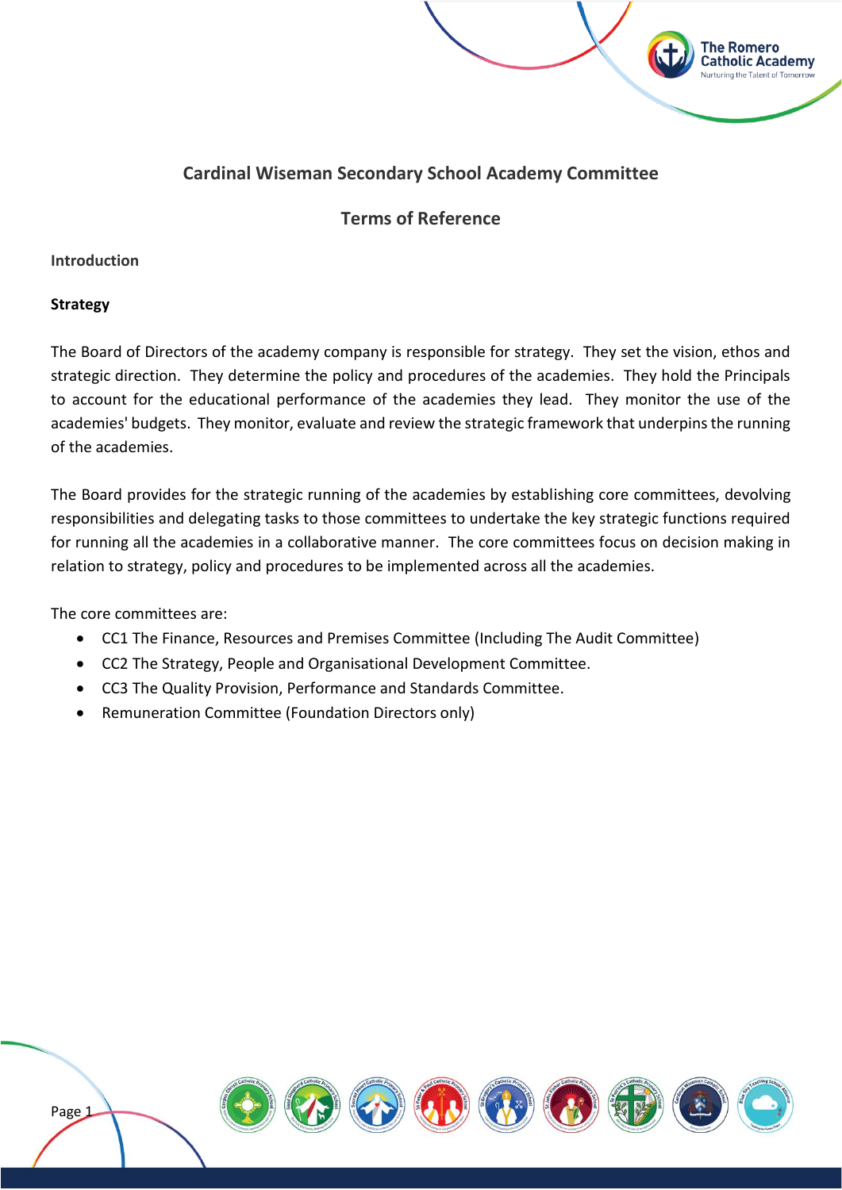# Cardinal Wiseman Secondary School Academy Committee

## Terms of Reference

**Introduction**

**Strategy**

The Board of Directors of the academy company is responsible for strategy. They set the vision, ethos and strategic direction. They determine the policy and procedures of the academies. They hold the Principals to account for the educational performance of the academies they lead. They monitor the use of the academies' budgets. They monitor, evaluate and review the strategic framework that underpins the running of the academies.

The Board provides for the strategic running of the academies by establishing core committees, devolving responsibilities and delegating tasks to those committees to undertake the key strategic functions required for running all the academies in a collaborative manner. The core committees focus on decision making in relation to strategy, policy and procedures to be implemented across all the academies.

The core committees are:

- CC1 The Finance, Resources and Premises Committee (Including The Audit Committee)
- CC2 The Strategy, People and Organisational Development Committee.
- CC3 The Quality Provision, Performance and Standards Committee.
- Remuneration Committee (Foundation Directors only)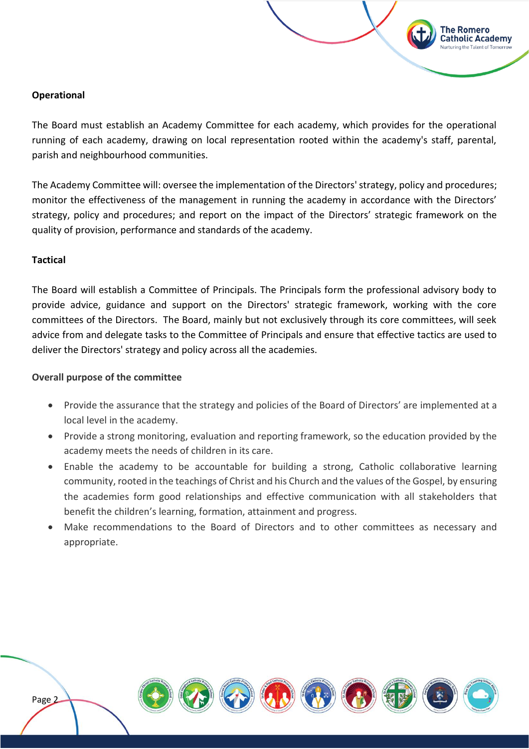**Operational**

The Board must establish an Academy Committee for each academy, which provides for the operational running of each academy, drawing on local representation rooted within the academy's staff, parental, parish and neighbourhood communities.

The Academy Committee will: oversee the implementation of the Directors' strategy, policy and procedures; monitor the effectiveness of the management in running the academy in accordance with the Directors' strategy, policy and procedures; and report on the impact of the Directors' strategic framework on the quality of provision, performance and standards of the academy.

**Tactical**

The Board will establish a Committee of Principals. The Principals form the professional advisory body to provide advice, guidance and support on the Directors' strategic framework, working with the core committees of the Directors. The Board, mainly but not exclusively through its core committees, will seek advice from and delegate tasks to the Committee of Principals and ensure that effective tactics are used to deliver the Directors' strategy and policy across all the academies.

**Overall purpose of the committee**

- Provide the assurance that the strategy and policies of the Board of Directors' are implemented at a local level in the academy.
- Provide a strong monitoring, evaluation and reporting framework, so the education provided by the academy meets the needs of children in its care.
- Enable the academy to be accountable for building a strong, Catholic collaborative learning community, rooted in the teachings of Christ and his Church and the values of the Gospel, by ensuring the academies form good relationships and effective communication with all stakeholders that benefit the children's learning, formation, attainment and progress.
- Make recommendations to the Board of Directors and to other committees as necessary and appropriate.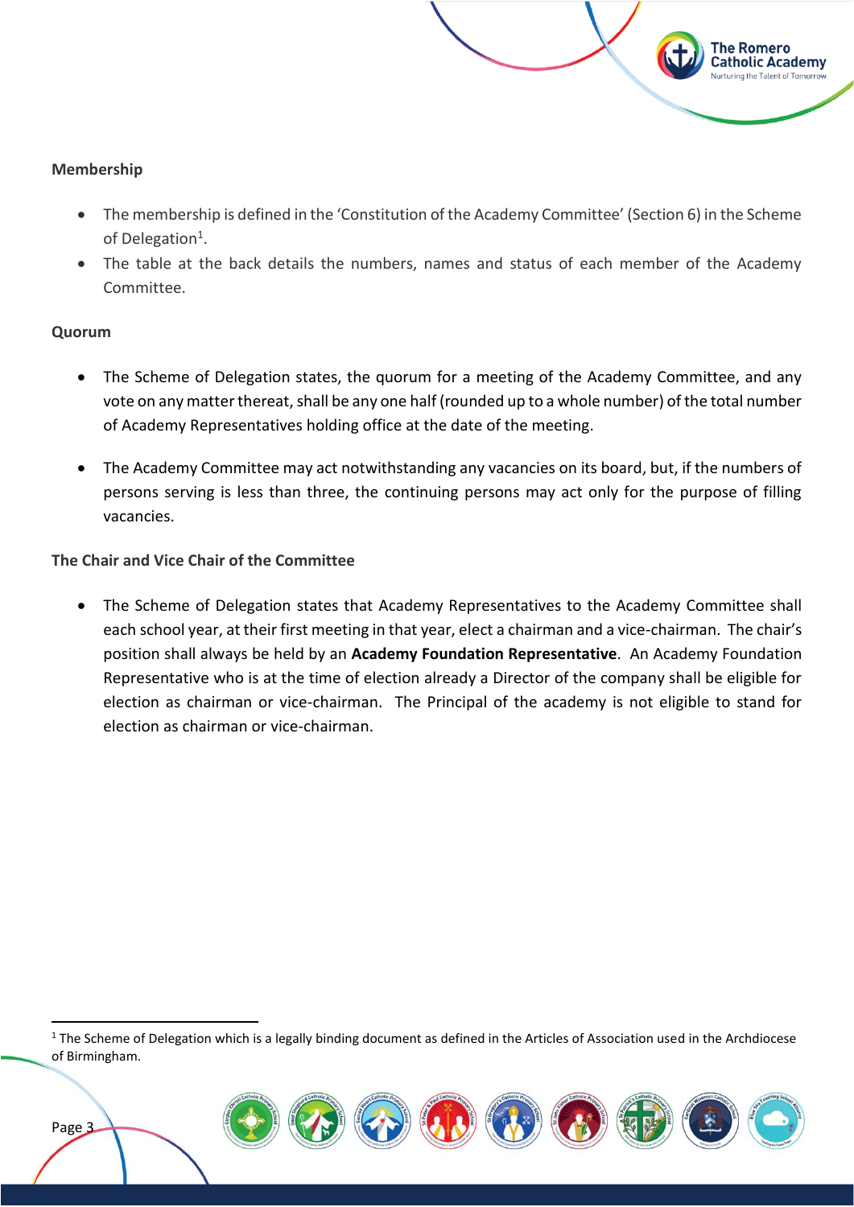**Membership**

- The membership is defined in the 'Constitution of the Academy Committee' (Section 6) in the Scheme of Delegation[1].
- The table at the back details the numbers, names and status of each member of the Academy Committee.

**Quorum**

- The Scheme of Delegation states, the quorum for a meeting of the Academy Committee, and any vote on any matter thereat, shall be any one half (rounded up to a whole number) of the total number of Academy Representatives holding office at the date of the meeting.

- The Academy Committee may act notwithstanding any vacancies on its board, but, if the numbers of persons serving is less than three, the continuing persons may act only for the purpose of filling vacancies.

**The Chair and Vice Chair of the Committee**

- The Scheme of Delegation states that Academy Representatives to the Academy Committee shall each school year, at their first meeting in that year, elect a chairman and a vice-chairman. The chair's position shall always be held by an **Academy Foundation Representative**. An Academy Foundation Representative who is at the time of election already a Director of the company shall be eligible for election as chairman or vice-chairman. The Principal of the academy is not eligible to stand for election as chairman or vice-chairman.

[1] The Scheme of Delegation which is a legally binding document as defined in the Articles of Association used in the Archdiocese of Birmingham.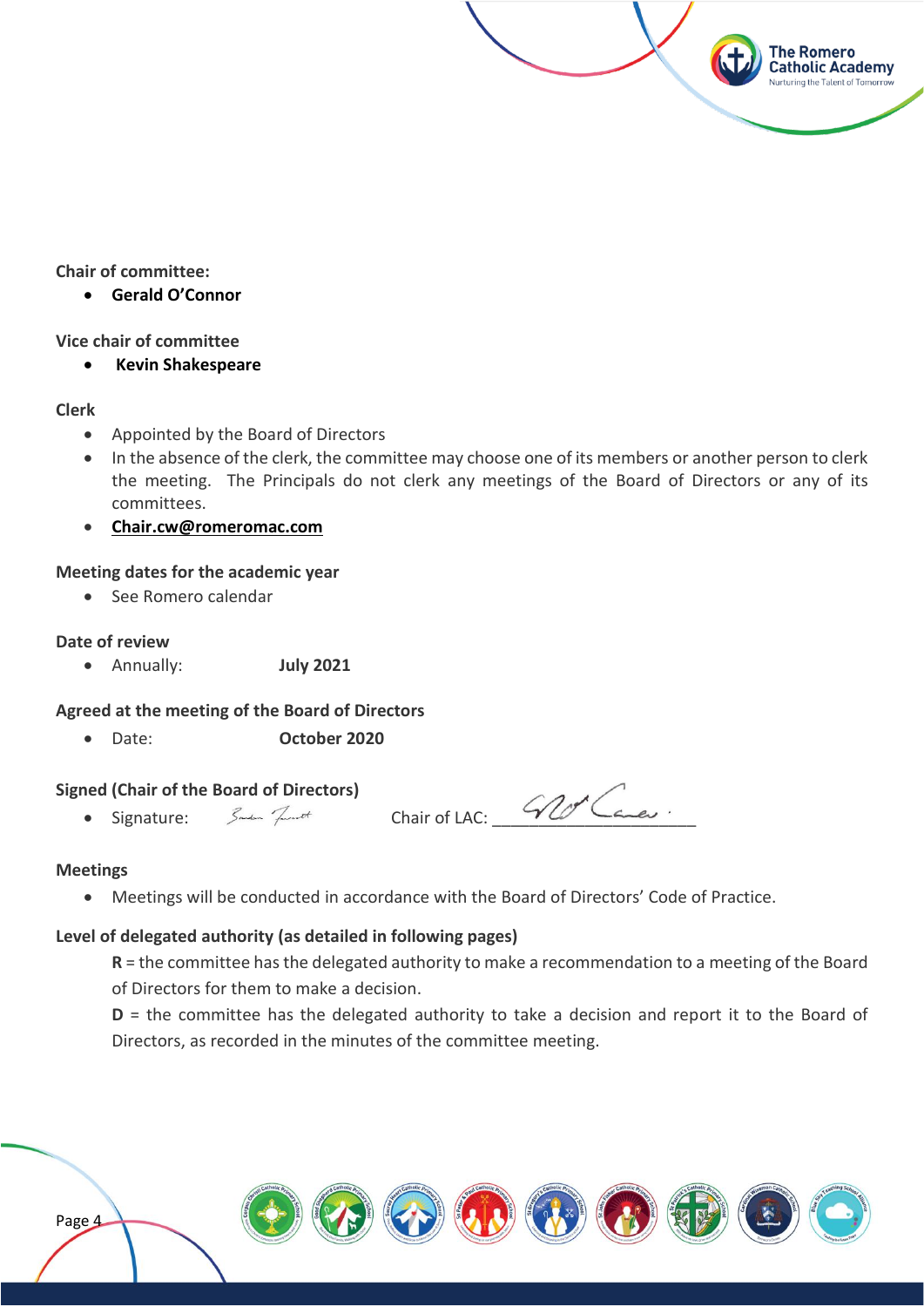**Chair of committee:**

- **Gerald O'Connor**

**Vice chair of committee**

- **Kevin Shakespeare**

**Clerk**

- Appointed by the Board of Directors
- In the absence of the clerk, the committee may choose one of its members or another person to clerk the meeting. The Principals do not clerk any meetings of the Board of Directors or any of its committees.
- **Chair.cw@romeromac.com**

**Meeting dates for the academic year**

- See Romero calendar

**Date of review**

- Annually: **July 2021**

**Agreed at the meeting of the Board of Directors**

- Date: **October 2020**

**Signed (Chair of the Board of Directors)**

- Signature: Chair of LAC: ______________________

**Meetings**

- Meetings will be conducted in accordance with the Board of Directors' Code of Practice.

**Level of delegated authority (as detailed in following pages)**

**R** = the committee has the delegated authority to make a recommendation to a meeting of the Board of Directors for them to make a decision.

**D** = the committee has the delegated authority to take a decision and report it to the Board of Directors, as recorded in the minutes of the committee meeting.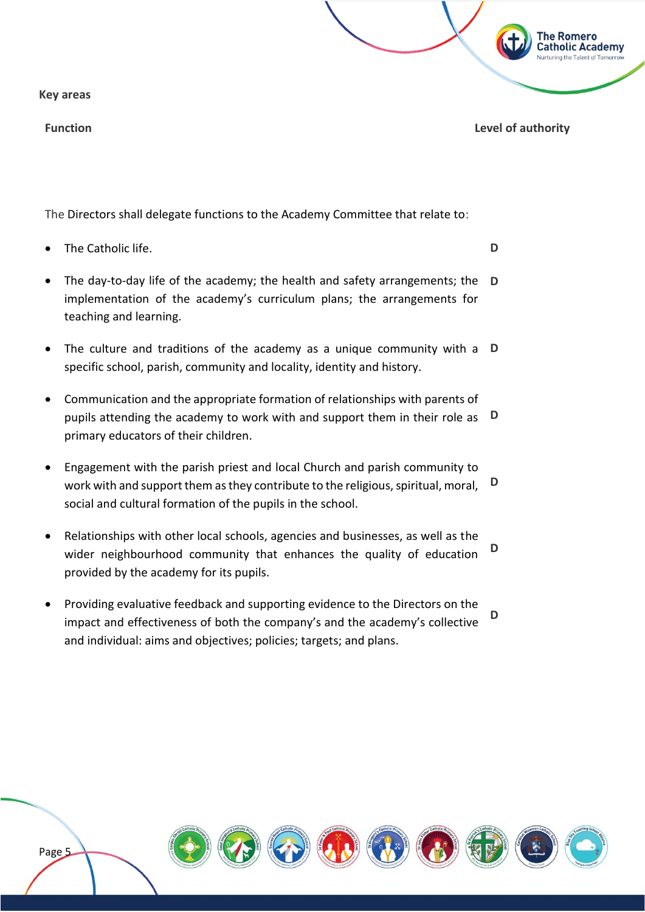**Key areas**

| Function | Level of authority |
| --- | --- |
| The Directors shall delegate functions to the Academy Committee that relate to: | |
| • The Catholic life. | D |
| • The day-to-day life of the academy; the health and safety arrangements; the implementation of the academy's curriculum plans; the arrangements for teaching and learning. | D |
| • The culture and traditions of the academy as a unique community with a specific school, parish, community and locality, identity and history. | D |
| • Communication and the appropriate formation of relationships with parents of pupils attending the academy to work with and support them in their role as primary educators of their children. | D |
| • Engagement with the parish priest and local Church and parish community to work with and support them as they contribute to the religious, spiritual, moral, social and cultural formation of the pupils in the school. | D |
| • Relationships with other local schools, agencies and businesses, as well as the wider neighbourhood community that enhances the quality of education provided by the academy for its pupils. | D |
| • Providing evaluative feedback and supporting evidence to the Directors on the impact and effectiveness of both the company's and the academy's collective and individual: aims and objectives; policies; targets; and plans. | D |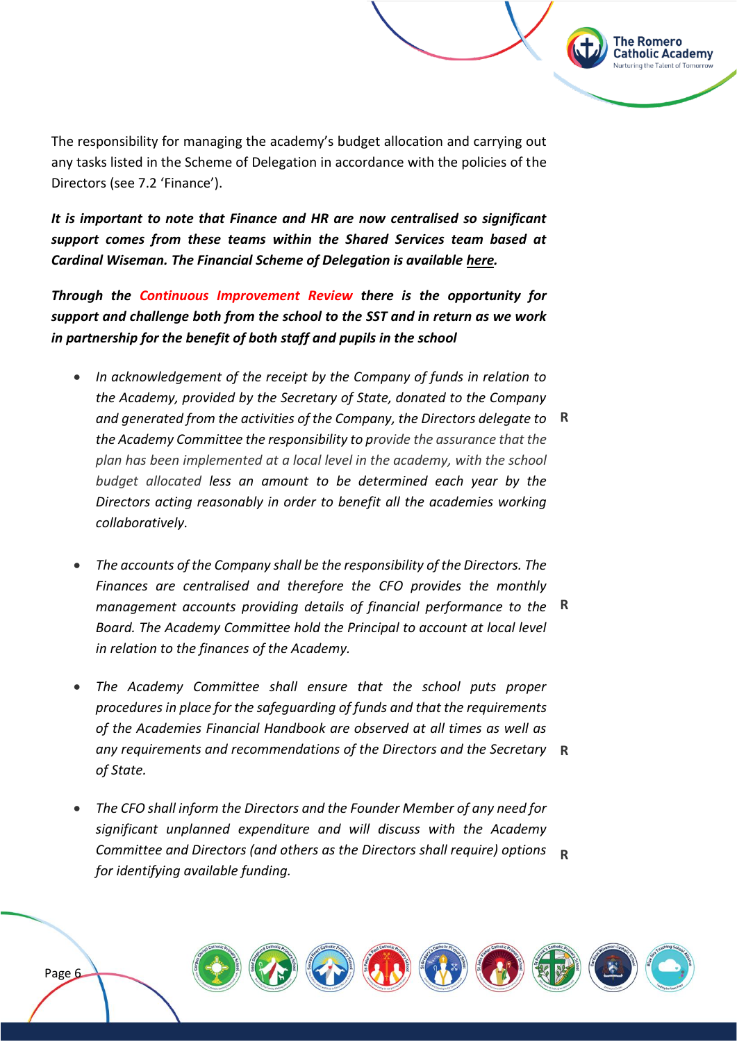The responsibility for managing the academy's budget allocation and carrying out any tasks listed in the Scheme of Delegation in accordance with the policies of the Directors (see 7.2 'Finance').

***It is important to note that Finance and HR are now centralised so significant support comes from these teams within the Shared Services team based at Cardinal Wiseman. The Financial Scheme of Delegation is available here.***

***Through the Continuous Improvement Review there is the opportunity for support and challenge both from the school to the SST and in return as we work in partnership for the benefit of both staff and pupils in the school***

- *In acknowledgement of the receipt by the Company of funds in relation to the Academy, provided by the Secretary of State, donated to the Company and generated from the activities of the Company, the Directors delegate to the Academy Committee the responsibility to provide the assurance that the plan has been implemented at a local level in the academy, with the school budget allocated less an amount to be determined each year by the Directors acting reasonably in order to benefit all the academies working collaboratively.* **R**

- *The accounts of the Company shall be the responsibility of the Directors. The Finances are centralised and therefore the CFO provides the monthly management accounts providing details of financial performance to the Board. The Academy Committee hold the Principal to account at local level in relation to the finances of the Academy.* **R**

- *The Academy Committee shall ensure that the school puts proper procedures in place for the safeguarding of funds and that the requirements of the Academies Financial Handbook are observed at all times as well as any requirements and recommendations of the Directors and the Secretary of State.* **R**

- *The CFO shall inform the Directors and the Founder Member of any need for significant unplanned expenditure and will discuss with the Academy Committee and Directors (and others as the Directors shall require) options for identifying available funding.* **R**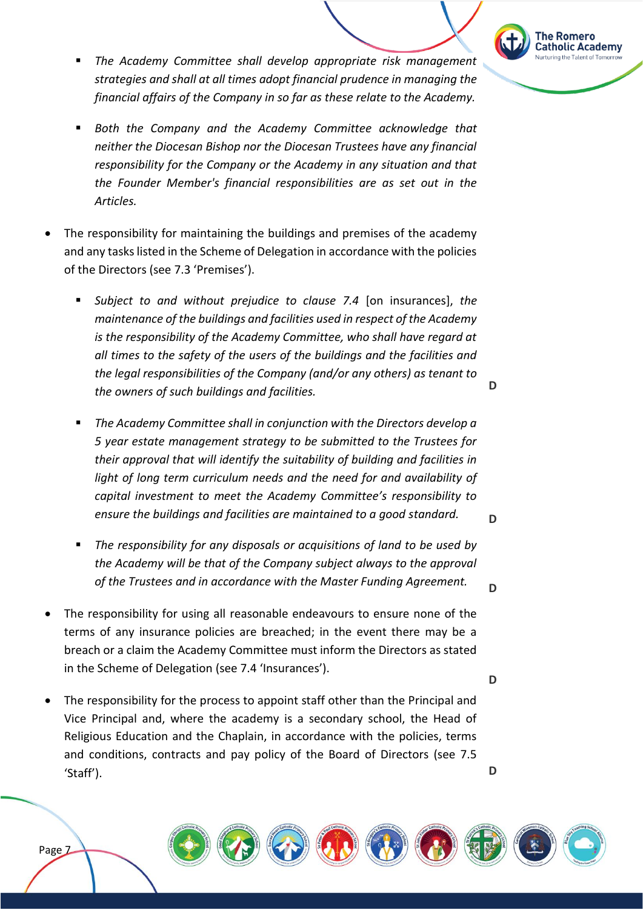- *The Academy Committee shall develop appropriate risk management strategies and shall at all times adopt financial prudence in managing the financial affairs of the Company in so far as these relate to the Academy.*

- *Both the Company and the Academy Committee acknowledge that neither the Diocesan Bishop nor the Diocesan Trustees have any financial responsibility for the Company or the Academy in any situation and that the Founder Member's financial responsibilities are as set out in the Articles.*

- The responsibility for maintaining the buildings and premises of the academy and any tasks listed in the Scheme of Delegation in accordance with the policies of the Directors (see 7.3 'Premises').

  - *Subject to and without prejudice to clause 7.4* [on insurances], *the maintenance of the buildings and facilities used in respect of the Academy is the responsibility of the Academy Committee, who shall have regard at all times to the safety of the users of the buildings and the facilities and the legal responsibilities of the Company (and/or any others) as tenant to the owners of such buildings and facilities.* **D**

  - *The Academy Committee shall in conjunction with the Directors develop a 5 year estate management strategy to be submitted to the Trustees for their approval that will identify the suitability of building and facilities in light of long term curriculum needs and the need for and availability of capital investment to meet the Academy Committee's responsibility to ensure the buildings and facilities are maintained to a good standard.* **D**

  - *The responsibility for any disposals or acquisitions of land to be used by the Academy will be that of the Company subject always to the approval of the Trustees and in accordance with the Master Funding Agreement.* **D**

- The responsibility for using all reasonable endeavours to ensure none of the terms of any insurance policies are breached; in the event there may be a breach or a claim the Academy Committee must inform the Directors as stated in the Scheme of Delegation (see 7.4 'Insurances'). **D**

- The responsibility for the process to appoint staff other than the Principal and Vice Principal and, where the academy is a secondary school, the Head of Religious Education and the Chaplain, in accordance with the policies, terms and conditions, contracts and pay policy of the Board of Directors (see 7.5 'Staff'). **D**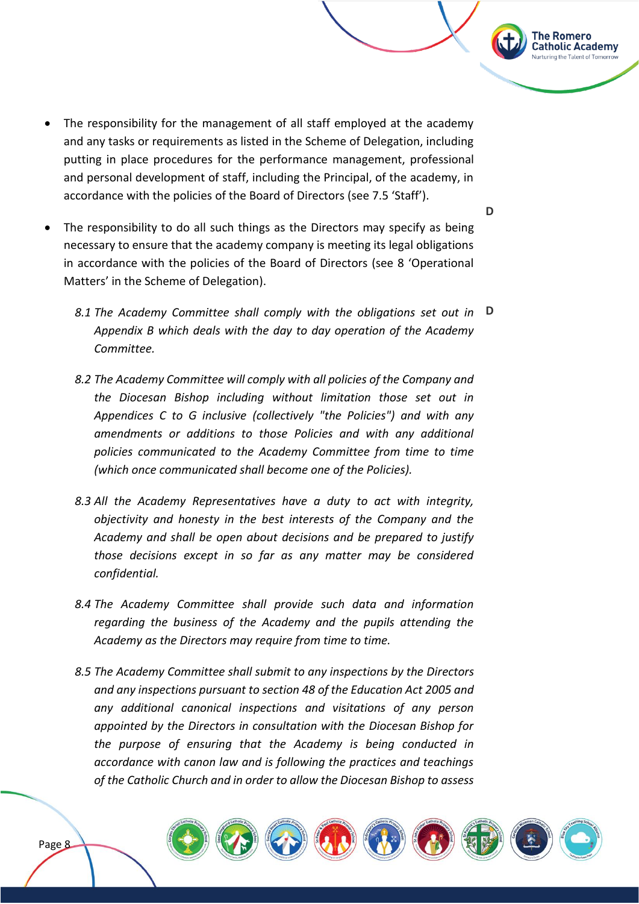- The responsibility for the management of all staff employed at the academy and any tasks or requirements as listed in the Scheme of Delegation, including putting in place procedures for the performance management, professional and personal development of staff, including the Principal, of the academy, in accordance with the policies of the Board of Directors (see 7.5 'Staff'). **D**

- The responsibility to do all such things as the Directors may specify as being necessary to ensure that the academy company is meeting its legal obligations in accordance with the policies of the Board of Directors (see 8 'Operational Matters' in the Scheme of Delegation).

*8.1 The Academy Committee shall comply with the obligations set out in Appendix B which deals with the day to day operation of the Academy Committee.* **D**

*8.2 The Academy Committee will comply with all policies of the Company and the Diocesan Bishop including without limitation those set out in Appendices C to G inclusive (collectively "the Policies") and with any amendments or additions to those Policies and with any additional policies communicated to the Academy Committee from time to time (which once communicated shall become one of the Policies).*

*8.3 All the Academy Representatives have a duty to act with integrity, objectivity and honesty in the best interests of the Company and the Academy and shall be open about decisions and be prepared to justify those decisions except in so far as any matter may be considered confidential.*

*8.4 The Academy Committee shall provide such data and information regarding the business of the Academy and the pupils attending the Academy as the Directors may require from time to time.*

*8.5 The Academy Committee shall submit to any inspections by the Directors and any inspections pursuant to section 48 of the Education Act 2005 and any additional canonical inspections and visitations of any person appointed by the Directors in consultation with the Diocesan Bishop for the purpose of ensuring that the Academy is being conducted in accordance with canon law and is following the practices and teachings of the Catholic Church and in order to allow the Diocesan Bishop to assess*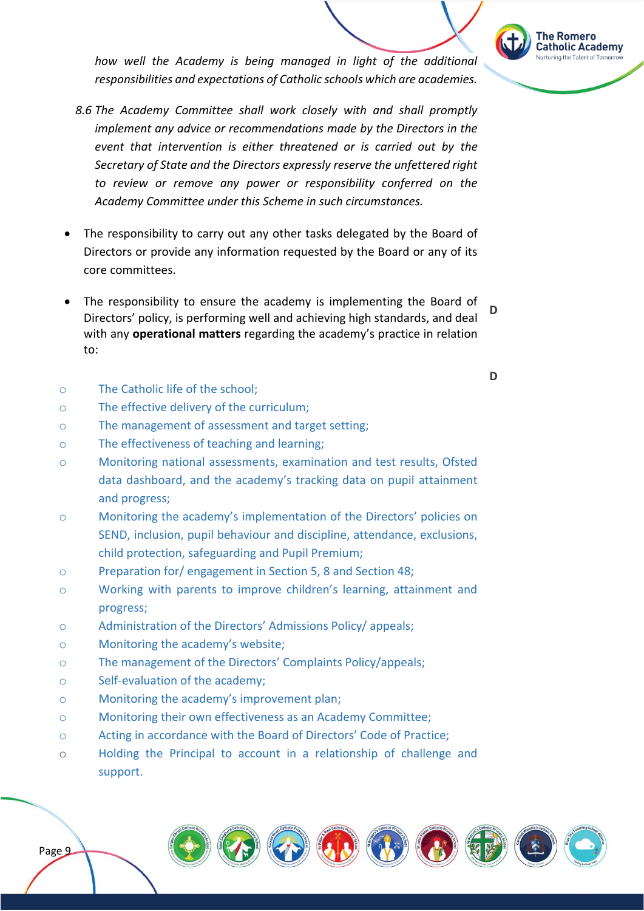*how well the Academy is being managed in light of the additional responsibilities and expectations of Catholic schools which are academies.*

*8.6 The Academy Committee shall work closely with and shall promptly implement any advice or recommendations made by the Directors in the event that intervention is either threatened or is carried out by the Secretary of State and the Directors expressly reserve the unfettered right to review or remove any power or responsibility conferred on the Academy Committee under this Scheme in such circumstances.*

- The responsibility to carry out any other tasks delegated by the Board of Directors or provide any information requested by the Board or any of its core committees.

- The responsibility to ensure the academy is implementing the Board of Directors' policy, is performing well and achieving high standards, and deal with any **operational matters** regarding the academy's practice in relation to: **D**

**D**

- The Catholic life of the school;
- The effective delivery of the curriculum;
- The management of assessment and target setting;
- The effectiveness of teaching and learning;
- Monitoring national assessments, examination and test results, Ofsted data dashboard, and the academy's tracking data on pupil attainment and progress;
- Monitoring the academy's implementation of the Directors' policies on SEND, inclusion, pupil behaviour and discipline, attendance, exclusions, child protection, safeguarding and Pupil Premium;
- Preparation for/ engagement in Section 5, 8 and Section 48;
- Working with parents to improve children's learning, attainment and progress;
- Administration of the Directors' Admissions Policy/ appeals;
- Monitoring the academy's website;
- The management of the Directors' Complaints Policy/appeals;
- Self-evaluation of the academy;
- Monitoring the academy's improvement plan;
- Monitoring their own effectiveness as an Academy Committee;
- Acting in accordance with the Board of Directors' Code of Practice;
- Holding the Principal to account in a relationship of challenge and support.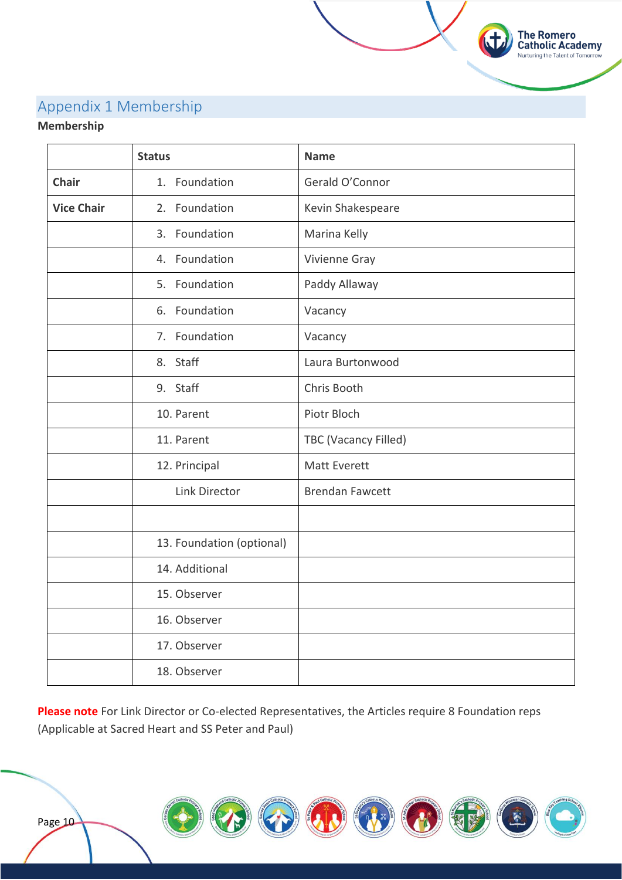## Appendix 1 Membership

**Membership**

| | Status | Name |
|---|---|---|
| **Chair** | 1. Foundation | Gerald O'Connor |
| **Vice Chair** | 2. Foundation | Kevin Shakespeare |
| | 3. Foundation | Marina Kelly |
| | 4. Foundation | Vivienne Gray |
| | 5. Foundation | Paddy Allaway |
| | 6. Foundation | Vacancy |
| | 7. Foundation | Vacancy |
| | 8. Staff | Laura Burtonwood |
| | 9. Staff | Chris Booth |
| | 10. Parent | Piotr Bloch |
| | 11. Parent | TBC (Vacancy Filled) |
| | 12. Principal | Matt Everett |
| | Link Director | Brendan Fawcett |
| | | |
| | 13. Foundation (optional) | |
| | 14. Additional | |
| | 15. Observer | |
| | 16. Observer | |
| | 17. Observer | |
| | 18. Observer | |

**Please note** For Link Director or Co-elected Representatives, the Articles require 8 Foundation reps (Applicable at Sacred Heart and SS Peter and Paul)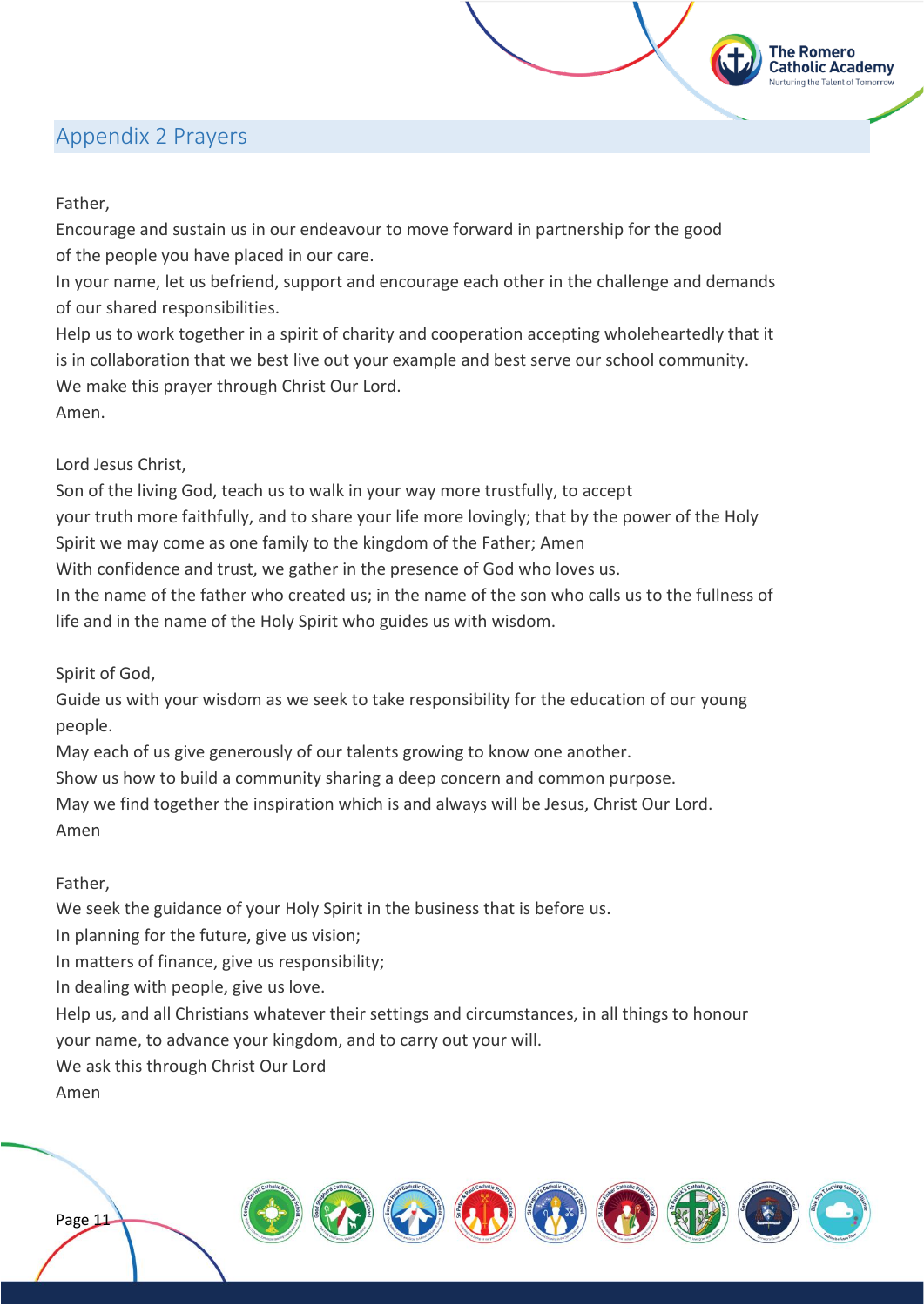## Appendix 2 Prayers

Father,
Encourage and sustain us in our endeavour to move forward in partnership for the good of the people you have placed in our care.
In your name, let us befriend, support and encourage each other in the challenge and demands of our shared responsibilities.
Help us to work together in a spirit of charity and cooperation accepting wholeheartedly that it is in collaboration that we best live out your example and best serve our school community.
We make this prayer through Christ Our Lord.
Amen.

Lord Jesus Christ,
Son of the living God, teach us to walk in your way more trustfully, to accept your truth more faithfully, and to share your life more lovingly; that by the power of the Holy Spirit we may come as one family to the kingdom of the Father; Amen
With confidence and trust, we gather in the presence of God who loves us.
In the name of the father who created us; in the name of the son who calls us to the fullness of life and in the name of the Holy Spirit who guides us with wisdom.

Spirit of God,
Guide us with your wisdom as we seek to take responsibility for the education of our young people.
May each of us give generously of our talents growing to know one another.
Show us how to build a community sharing a deep concern and common purpose.
May we find together the inspiration which is and always will be Jesus, Christ Our Lord.
Amen

Father,
We seek the guidance of your Holy Spirit in the business that is before us.
In planning for the future, give us vision;
In matters of finance, give us responsibility;
In dealing with people, give us love.
Help us, and all Christians whatever their settings and circumstances, in all things to honour your name, to advance your kingdom, and to carry out your will.
We ask this through Christ Our Lord
Amen